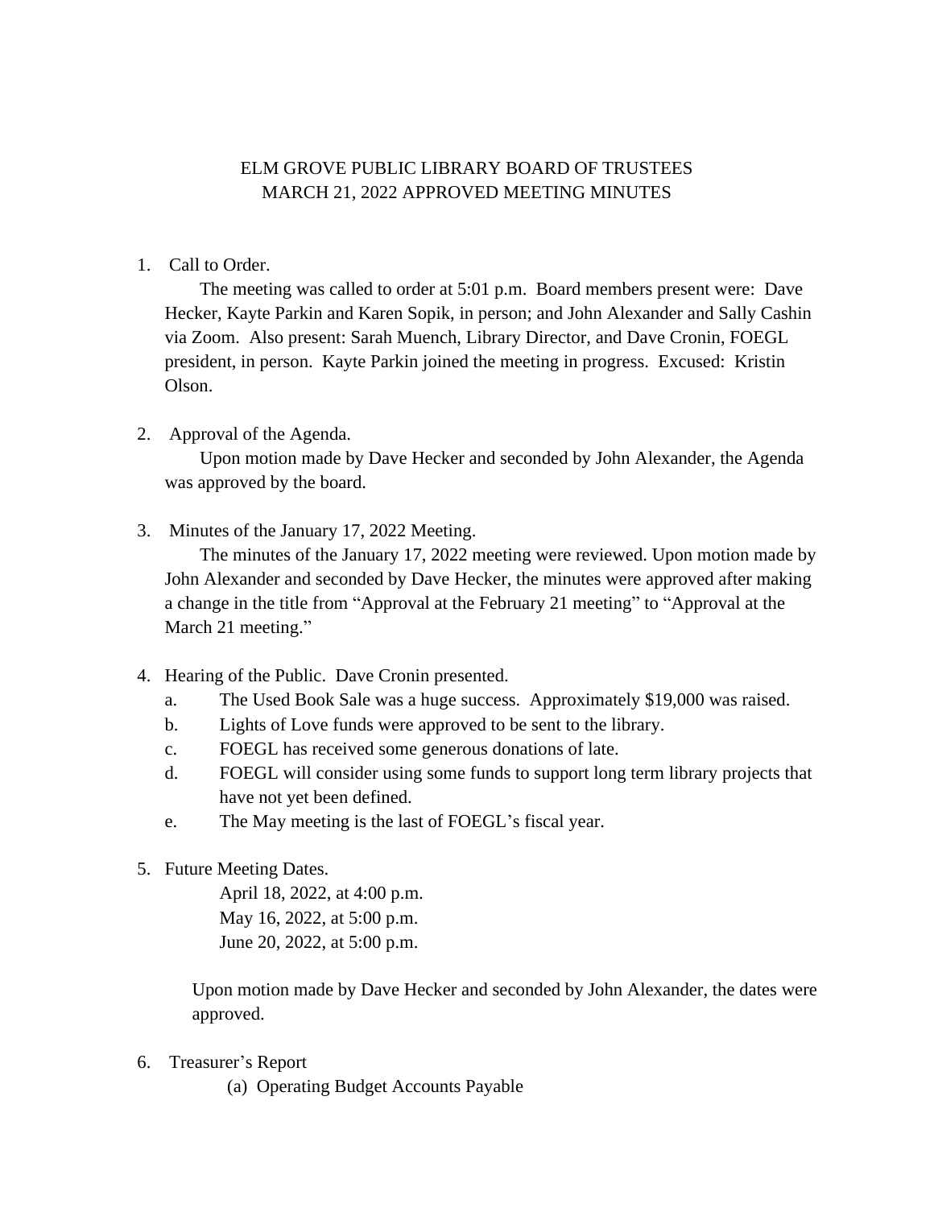# ELM GROVE PUBLIC LIBRARY BOARD OF TRUSTEES
## MARCH 21, 2022 APPROVED MEETING MINUTES

1. Call to Order.

   The meeting was called to order at 5:01 p.m. Board members present were: Dave Hecker, Kayte Parkin and Karen Sopik, in person; and John Alexander and Sally Cashin via Zoom. Also present: Sarah Muench, Library Director, and Dave Cronin, FOEGL president, in person. Kayte Parkin joined the meeting in progress. Excused: Kristin Olson.

2. Approval of the Agenda.

   Upon motion made by Dave Hecker and seconded by John Alexander, the Agenda was approved by the board.

3. Minutes of the January 17, 2022 Meeting.

   The minutes of the January 17, 2022 meeting were reviewed. Upon motion made by John Alexander and seconded by Dave Hecker, the minutes were approved after making a change in the title from "Approval at the February 21 meeting" to "Approval at the March 21 meeting."

4. Hearing of the Public. Dave Cronin presented.
   a. The Used Book Sale was a huge success. Approximately $19,000 was raised.
   b. Lights of Love funds were approved to be sent to the library.
   c. FOEGL has received some generous donations of late.
   d. FOEGL will consider using some funds to support long term library projects that have not yet been defined.
   e. The May meeting is the last of FOEGL's fiscal year.

5. Future Meeting Dates.

   April 18, 2022, at 4:00 p.m.
   May 16, 2022, at 5:00 p.m.
   June 20, 2022, at 5:00 p.m.

   Upon motion made by Dave Hecker and seconded by John Alexander, the dates were approved.

6. Treasurer's Report
   (a) Operating Budget Accounts Payable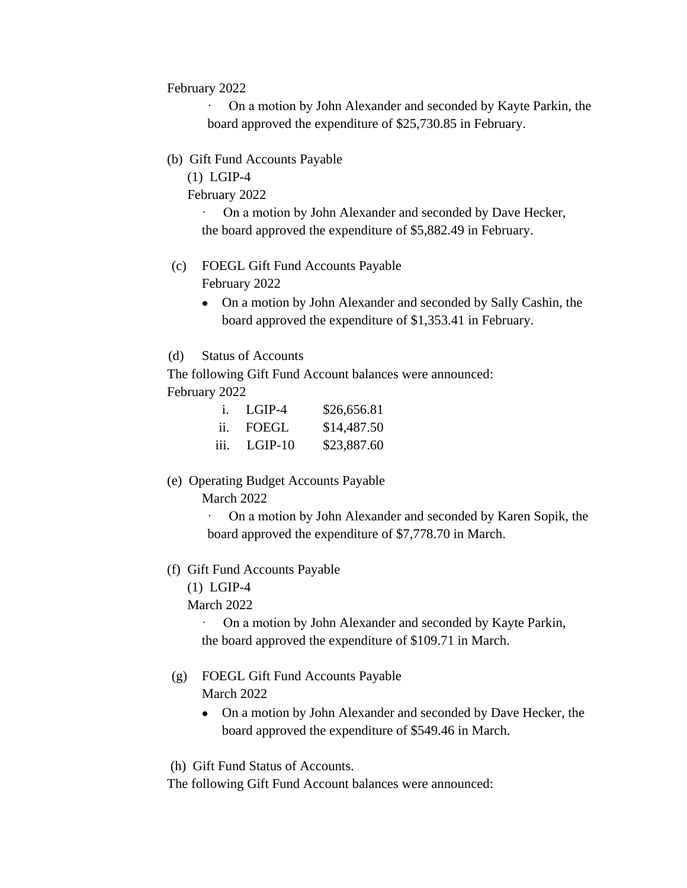February 2022

- On a motion by John Alexander and seconded by Kayte Parkin, the board approved the expenditure of $25,730.85 in February.

(b) Gift Fund Accounts Payable

(1) LGIP-4

February 2022

- On a motion by John Alexander and seconded by Dave Hecker, the board approved the expenditure of $5,882.49 in February.

(c) FOEGL Gift Fund Accounts Payable

February 2022

- On a motion by John Alexander and seconded by Sally Cashin, the board approved the expenditure of $1,353.41 in February.

(d) Status of Accounts

The following Gift Fund Account balances were announced:

February 2022

| | | |
|---|---|---|
| i. | LGIP-4 | $26,656.81 |
| ii. | FOEGL | $14,487.50 |
| iii. | LGIP-10 | $23,887.60 |

(e) Operating Budget Accounts Payable

March 2022

- On a motion by John Alexander and seconded by Karen Sopik, the board approved the expenditure of $7,778.70 in March.

(f) Gift Fund Accounts Payable

(1) LGIP-4

March 2022

- On a motion by John Alexander and seconded by Kayte Parkin, the board approved the expenditure of $109.71 in March.

(g) FOEGL Gift Fund Accounts Payable

March 2022

- On a motion by John Alexander and seconded by Dave Hecker, the board approved the expenditure of $549.46 in March.

(h) Gift Fund Status of Accounts.

The following Gift Fund Account balances were announced: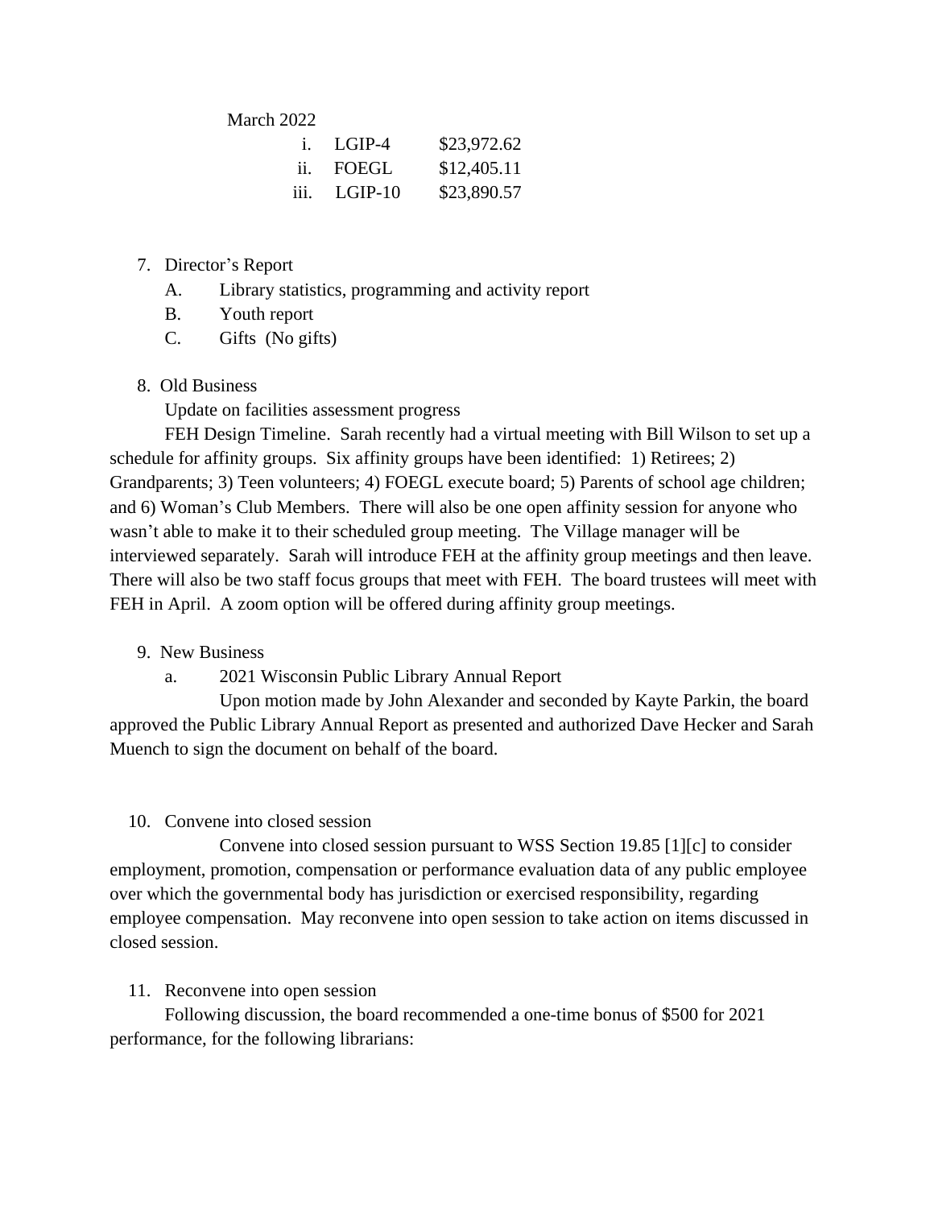March 2022

i. LGIP-4 $23,972.62
ii. FOEGL $12,405.11
iii. LGIP-10 $23,890.57

7. Director's Report
   A. Library statistics, programming and activity report
   B. Youth report
   C. Gifts (No gifts)

8. Old Business

   Update on facilities assessment progress

   FEH Design Timeline. Sarah recently had a virtual meeting with Bill Wilson to set up a schedule for affinity groups. Six affinity groups have been identified: 1) Retirees; 2) Grandparents; 3) Teen volunteers; 4) FOEGL execute board; 5) Parents of school age children; and 6) Woman's Club Members. There will also be one open affinity session for anyone who wasn't able to make it to their scheduled group meeting. The Village manager will be interviewed separately. Sarah will introduce FEH at the affinity group meetings and then leave. There will also be two staff focus groups that meet with FEH. The board trustees will meet with FEH in April. A zoom option will be offered during affinity group meetings.

9. New Business
   a. 2021 Wisconsin Public Library Annual Report

   Upon motion made by John Alexander and seconded by Kayte Parkin, the board approved the Public Library Annual Report as presented and authorized Dave Hecker and Sarah Muench to sign the document on behalf of the board.

10. Convene into closed session

    Convene into closed session pursuant to WSS Section 19.85 [1][c] to consider employment, promotion, compensation or performance evaluation data of any public employee over which the governmental body has jurisdiction or exercised responsibility, regarding employee compensation. May reconvene into open session to take action on items discussed in closed session.

11. Reconvene into open session

    Following discussion, the board recommended a one-time bonus of $500 for 2021 performance, for the following librarians: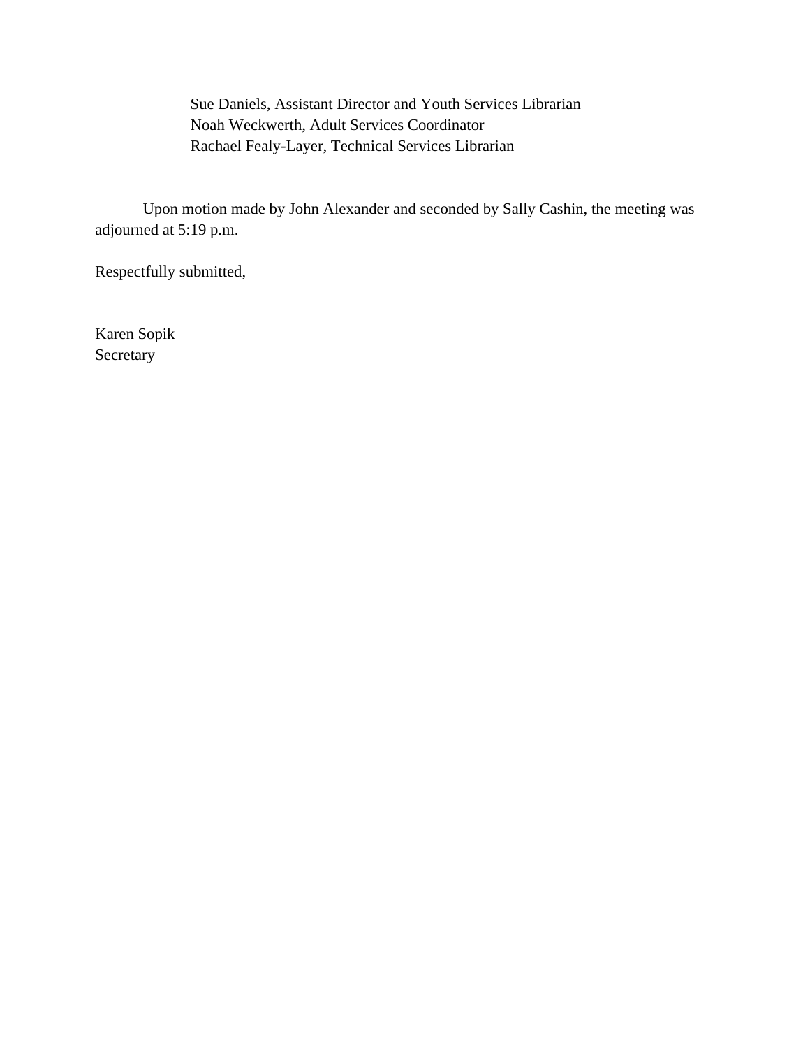Sue Daniels, Assistant Director and Youth Services Librarian
Noah Weckwerth, Adult Services Coordinator
Rachael Fealy-Layer, Technical Services Librarian

Upon motion made by John Alexander and seconded by Sally Cashin, the meeting was adjourned at 5:19 p.m.

Respectfully submitted,

Karen Sopik
Secretary